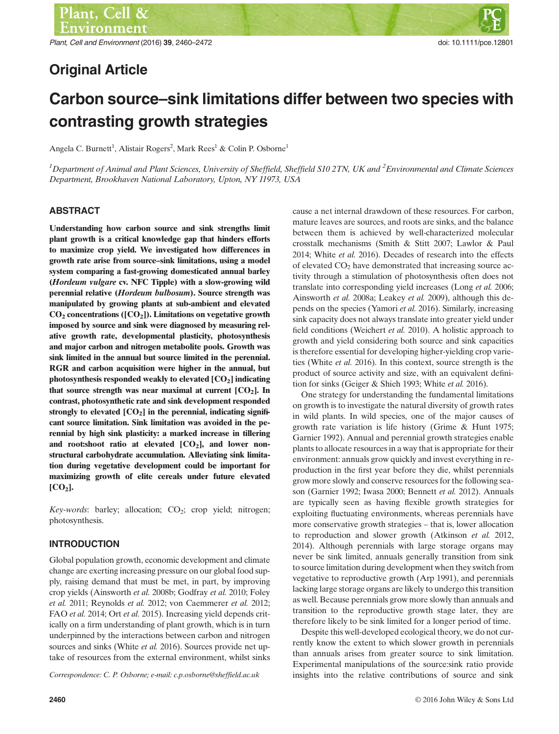Original Article

# Carbon source–sink limitations differ between two species with contrasting growth strategies

Angela C. Burnett[1], Alistair Rogers[2], Mark Rees[1] & Colin P. Osborne[1]

[1]Department of Animal and Plant Sciences, University of Sheffield, Sheffield S10 2TN, UK and [2]Environmental and Climate Sciences Department, Brookhaven National Laboratory, Upton, NY 11973, USA

## ABSTRACT

**Understanding how carbon source and sink strengths limit plant growth is a critical knowledge gap that hinders efforts to maximize crop yield. We investigated how differences in growth rate arise from source–sink limitations, using a model system comparing a fast-growing domesticated annual barley (*Hordeum vulgare* cv. NFC Tipple) with a slow-growing wild perennial relative (*Hordeum bulbosum*). Source strength was manipulated by growing plants at sub-ambient and elevated $CO_2$ concentrations ([$CO_2$]). Limitations on vegetative growth imposed by source and sink were diagnosed by measuring relative growth rate, developmental plasticity, photosynthesis and major carbon and nitrogen metabolite pools. Growth was sink limited in the annual but source limited in the perennial. RGR and carbon acquisition were higher in the annual, but photosynthesis responded weakly to elevated [$CO_2$] indicating that source strength was near maximal at current [$CO_2$]. In contrast, photosynthetic rate and sink development responded strongly to elevated [$CO_2$] in the perennial, indicating significant source limitation. Sink limitation was avoided in the perennial by high sink plasticity: a marked increase in tillering and root:shoot ratio at elevated [$CO_2$], and lower non-structural carbohydrate accumulation. Alleviating sink limitation during vegetative development could be important for maximizing growth of elite cereals under future elevated [$CO_2$].**

*Key-words*: barley; allocation; $CO_2$; crop yield; nitrogen; photosynthesis.

## INTRODUCTION

Global population growth, economic development and climate change are exerting increasing pressure on our global food supply, raising demand that must be met, in part, by improving crop yields (Ainsworth *et al.* 2008b; Godfray *et al.* 2010; Foley *et al.* 2011; Reynolds *et al.* 2012; von Caemmerer *et al.* 2012; FAO *et al.* 2014; Ort *et al.* 2015). Increasing yield depends critically on a firm understanding of plant growth, which is in turn underpinned by the interactions between carbon and nitrogen sources and sinks (White *et al.* 2016). Sources provide net uptake of resources from the external environment, whilst sinks cause a net internal drawdown of these resources. For carbon, mature leaves are sources, and roots are sinks, and the balance between them is achieved by well-characterized molecular crosstalk mechanisms (Smith & Stitt 2007; Lawlor & Paul 2014; White *et al.* 2016). Decades of research into the effects of elevated $CO_2$ have demonstrated that increasing source activity through a stimulation of photosynthesis often does not translate into corresponding yield increases (Long *et al.* 2006; Ainsworth *et al.* 2008a; Leakey *et al.* 2009), although this depends on the species (Yamori *et al.* 2016). Similarly, increasing sink capacity does not always translate into greater yield under field conditions (Weichert *et al.* 2010). A holistic approach to growth and yield considering both source and sink capacities is therefore essential for developing higher-yielding crop varieties (White *et al.* 2016). In this context, source strength is the product of source activity and size, with an equivalent definition for sinks (Geiger & Shieh 1993; White *et al.* 2016).

One strategy for understanding the fundamental limitations on growth is to investigate the natural diversity of growth rates in wild plants. In wild species, one of the major causes of growth rate variation is life history (Grime & Hunt 1975; Garnier 1992). Annual and perennial growth strategies enable plants to allocate resources in a way that is appropriate for their environment: annuals grow quickly and invest everything in reproduction in the first year before they die, whilst perennials grow more slowly and conserve resources for the following season (Garnier 1992; Iwasa 2000; Bennett *et al.* 2012). Annuals are typically seen as having flexible growth strategies for exploiting fluctuating environments, whereas perennials have more conservative growth strategies – that is, lower allocation to reproduction and slower growth (Atkinson *et al.* 2012, 2014). Although perennials with large storage organs may never be sink limited, annuals generally transition from sink to source limitation during development when they switch from vegetative to reproductive growth (Arp 1991), and perennials lacking large storage organs are likely to undergo this transition as well. Because perennials grow more slowly than annuals and transition to the reproductive growth stage later, they are therefore likely to be sink limited for a longer period of time.

Despite this well-developed ecological theory, we do not currently know the extent to which slower growth in perennials than annuals arises from greater source to sink limitation. Experimental manipulations of the source:sink ratio provide insights into the relative contributions of source and sink

Correspondence: C. P. Osborne; e-mail: c.p.osborne@sheffield.ac.uk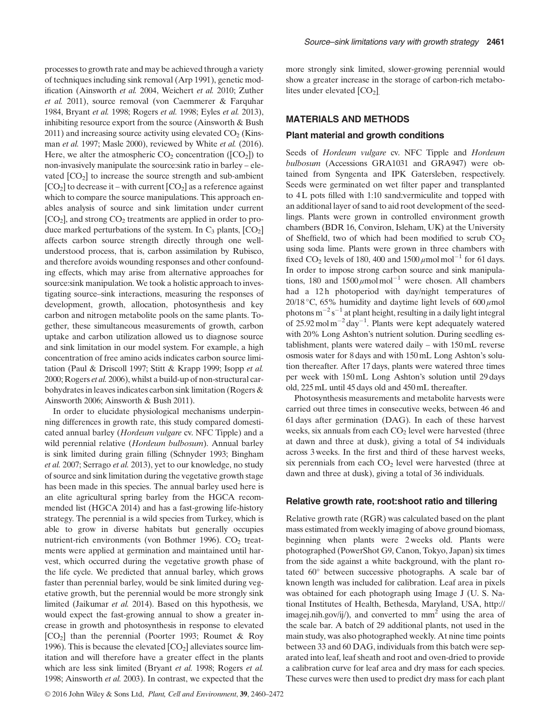processes to growth rate and may be achieved through a variety of techniques including sink removal (Arp 1991), genetic modification (Ainsworth *et al.* 2004, Weichert *et al.* 2010; Zuther *et al.* 2011), source removal (von Caemmerer & Farquhar 1984, Bryant *et al.* 1998; Rogers *et al.* 1998; Eyles *et al.* 2013), inhibiting resource export from the source (Ainsworth & Bush 2011) and increasing source activity using elevated $CO_2$ (Kinsman *et al.* 1997; Masle 2000), reviewed by White *et al.* (2016). Here, we alter the atmospheric $CO_2$ concentration ($[CO_2]$) to non-invasively manipulate the source:sink ratio in barley – elevated $[CO_2]$ to increase the source strength and sub-ambient $[CO_2]$ to decrease it – with current $[CO_2]$ as a reference against which to compare the source manipulations. This approach enables analysis of source and sink limitation under current $[CO_2]$, and strong $CO_2$ treatments are applied in order to produce marked perturbations of the system. In $C_3$ plants, $[CO_2]$ affects carbon source strength directly through one well-understood process, that is, carbon assimilation by Rubisco, and therefore avoids wounding responses and other confounding effects, which may arise from alternative approaches for source:sink manipulation. We took a holistic approach to investigating source–sink interactions, measuring the responses of development, growth, allocation, photosynthesis and key carbon and nitrogen metabolite pools on the same plants. Together, these simultaneous measurements of growth, carbon uptake and carbon utilization allowed us to diagnose source and sink limitation in our model system. For example, a high concentration of free amino acids indicates carbon source limitation (Paul & Driscoll 1997; Stitt & Krapp 1999; Isopp *et al.* 2000; Rogers *et al.* 2006), whilst a build-up of non-structural carbohydrates in leaves indicates carbon sink limitation (Rogers & Ainsworth 2006; Ainsworth & Bush 2011).

In order to elucidate physiological mechanisms underpinning differences in growth rate, this study compared domesticated annual barley (*Hordeum vulgare* cv. NFC Tipple) and a wild perennial relative (*Hordeum bulbosum*). Annual barley is sink limited during grain filling (Schnyder 1993; Bingham *et al.* 2007; Serrago *et al.* 2013), yet to our knowledge, no study of source and sink limitation during the vegetative growth stage has been made in this species. The annual barley used here is an elite agricultural spring barley from the HGCA recommended list (HGCA 2014) and has a fast-growing life-history strategy. The perennial is a wild species from Turkey, which is able to grow in diverse habitats but generally occupies nutrient-rich environments (von Bothmer 1996). $CO_2$ treatments were applied at germination and maintained until harvest, which occurred during the vegetative growth phase of the life cycle. We predicted that annual barley, which grows faster than perennial barley, would be sink limited during vegetative growth, but the perennial would be more strongly sink limited (Jaikumar *et al.* 2014). Based on this hypothesis, we would expect the fast-growing annual to show a greater increase in growth and photosynthesis in response to elevated $[CO_2]$ than the perennial (Poorter 1993; Roumet & Roy 1996). This is because the elevated $[CO_2]$ alleviates source limitation and will therefore have a greater effect in the plants which are less sink limited (Bryant *et al.* 1998; Rogers *et al.* 1998; Ainsworth *et al.* 2003). In contrast, we expected that the more strongly sink limited, slower-growing perennial would show a greater increase in the storage of carbon-rich metabolites under elevated $[CO_2]$.

## MATERIALS AND METHODS

### Plant material and growth conditions

Seeds of *Hordeum vulgare* cv. NFC Tipple and *Hordeum bulbosum* (Accessions GRA1031 and GRA947) were obtained from Syngenta and IPK Gatersleben, respectively. Seeds were germinated on wet filter paper and transplanted to 4 L pots filled with 1:10 sand:vermiculite and topped with an additional layer of sand to aid root development of the seedlings. Plants were grown in controlled environment growth chambers (BDR 16, Conviron, Isleham, UK) at the University of Sheffield, two of which had been modified to scrub $CO_2$ using soda lime. Plants were grown in three chambers with fixed $CO_2$ levels of 180, 400 and 1500 $\mu$mol mol$^{-1}$ for 61 days. In order to impose strong carbon source and sink manipulations, 180 and 1500 $\mu$mol mol$^{-1}$ were chosen. All chambers had a 12 h photoperiod with day/night temperatures of 20/18 °C, 65% humidity and daytime light levels of 600 $\mu$mol photons m$^{-2}$ s$^{-1}$ at plant height, resulting in a daily light integral of 25.92 mol m$^{-2}$ day$^{-1}$. Plants were kept adequately watered with 20% Long Ashton's nutrient solution. During seedling establishment, plants were watered daily – with 150 mL reverse osmosis water for 8 days and with 150 mL Long Ashton's solution thereafter. After 17 days, plants were watered three times per week with 150 mL Long Ashton's solution until 29 days old, 225 mL until 45 days old and 450 mL thereafter.

Photosynthesis measurements and metabolite harvests were carried out three times in consecutive weeks, between 46 and 61 days after germination (DAG). In each of these harvest weeks, six annuals from each $CO_2$ level were harvested (three at dawn and three at dusk), giving a total of 54 individuals across 3 weeks. In the first and third of these harvest weeks, six perennials from each $CO_2$ level were harvested (three at dawn and three at dusk), giving a total of 36 individuals.

### Relative growth rate, root:shoot ratio and tillering

Relative growth rate (RGR) was calculated based on the plant mass estimated from weekly imaging of above ground biomass, beginning when plants were 2 weeks old. Plants were photographed (PowerShot G9, Canon, Tokyo, Japan) six times from the side against a white background, with the plant rotated 60° between successive photographs. A scale bar of known length was included for calibration. Leaf area in pixels was obtained for each photograph using Image J (U. S. National Institutes of Health, Bethesda, Maryland, USA, http://imagej.nih.gov/ij/), and converted to mm$^2$ using the area of the scale bar. A batch of 29 additional plants, not used in the main study, was also photographed weekly. At nine time points between 33 and 60 DAG, individuals from this batch were separated into leaf, leaf sheath and root and oven-dried to provide a calibration curve for leaf area and dry mass for each species. These curves were then used to predict dry mass for each plant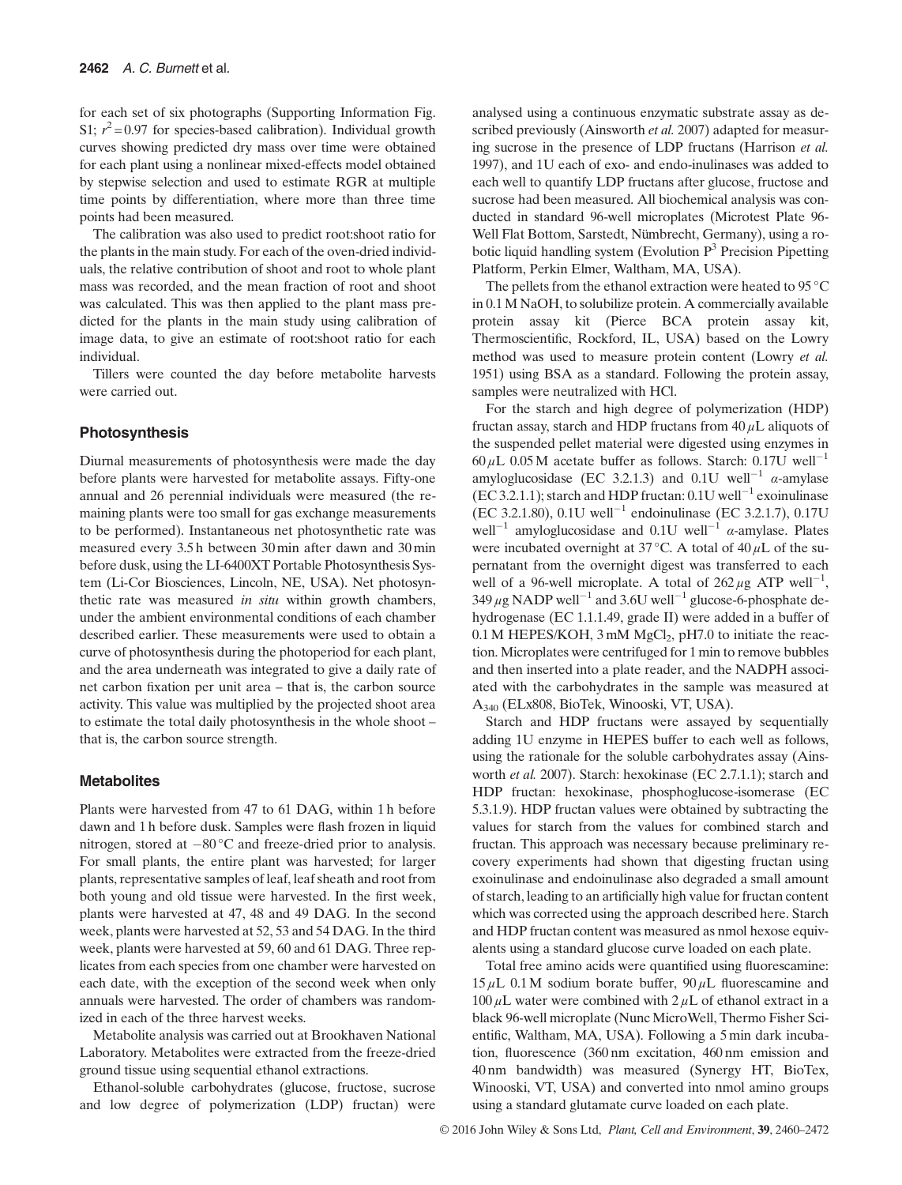for each set of six photographs (Supporting Information Fig. S1; $r^2 = 0.97$ for species-based calibration). Individual growth curves showing predicted dry mass over time were obtained for each plant using a nonlinear mixed-effects model obtained by stepwise selection and used to estimate RGR at multiple time points by differentiation, where more than three time points had been measured.

The calibration was also used to predict root:shoot ratio for the plants in the main study. For each of the oven-dried individuals, the relative contribution of shoot and root to whole plant mass was recorded, and the mean fraction of root and shoot was calculated. This was then applied to the plant mass predicted for the plants in the main study using calibration of image data, to give an estimate of root:shoot ratio for each individual.

Tillers were counted the day before metabolite harvests were carried out.

### Photosynthesis

Diurnal measurements of photosynthesis were made the day before plants were harvested for metabolite assays. Fifty-one annual and 26 perennial individuals were measured (the remaining plants were too small for gas exchange measurements to be performed). Instantaneous net photosynthetic rate was measured every 3.5 h between 30 min after dawn and 30 min before dusk, using the LI-6400XT Portable Photosynthesis System (Li-Cor Biosciences, Lincoln, NE, USA). Net photosynthetic rate was measured *in situ* within growth chambers, under the ambient environmental conditions of each chamber described earlier. These measurements were used to obtain a curve of photosynthesis during the photoperiod for each plant, and the area underneath was integrated to give a daily rate of net carbon fixation per unit area – that is, the carbon source activity. This value was multiplied by the projected shoot area to estimate the total daily photosynthesis in the whole shoot – that is, the carbon source strength.

### Metabolites

Plants were harvested from 47 to 61 DAG, within 1 h before dawn and 1 h before dusk. Samples were flash frozen in liquid nitrogen, stored at −80 °C and freeze-dried prior to analysis. For small plants, the entire plant was harvested; for larger plants, representative samples of leaf, leaf sheath and root from both young and old tissue were harvested. In the first week, plants were harvested at 47, 48 and 49 DAG. In the second week, plants were harvested at 52, 53 and 54 DAG. In the third week, plants were harvested at 59, 60 and 61 DAG. Three replicates from each species from one chamber were harvested on each date, with the exception of the second week when only annuals were harvested. The order of chambers was randomized in each of the three harvest weeks.

Metabolite analysis was carried out at Brookhaven National Laboratory. Metabolites were extracted from the freeze-dried ground tissue using sequential ethanol extractions.

Ethanol-soluble carbohydrates (glucose, fructose, sucrose and low degree of polymerization (LDP) fructan) were analysed using a continuous enzymatic substrate assay as described previously (Ainsworth *et al.* 2007) adapted for measuring sucrose in the presence of LDP fructans (Harrison *et al.* 1997), and 1U each of exo- and endo-inulinases was added to each well to quantify LDP fructans after glucose, fructose and sucrose had been measured. All biochemical analysis was conducted in standard 96-well microplates (Microtest Plate 96-Well Flat Bottom, Sarstedt, Nümbrecht, Germany), using a robotic liquid handling system (Evolution P$^3$ Precision Pipetting Platform, Perkin Elmer, Waltham, MA, USA).

The pellets from the ethanol extraction were heated to 95 °C in 0.1 M NaOH, to solubilize protein. A commercially available protein assay kit (Pierce BCA protein assay kit, Thermoscientific, Rockford, IL, USA) based on the Lowry method was used to measure protein content (Lowry *et al.* 1951) using BSA as a standard. Following the protein assay, samples were neutralized with HCl.

For the starch and high degree of polymerization (HDP) fructan assay, starch and HDP fructans from 40 $\mu$L aliquots of the suspended pellet material were digested using enzymes in 60 $\mu$L 0.05 M acetate buffer as follows. Starch: 0.17U well$^{-1}$ amyloglucosidase (EC 3.2.1.3) and 0.1U well$^{-1}$ $\alpha$-amylase (EC 3.2.1.1); starch and HDP fructan: 0.1U well$^{-1}$ exoinulinase (EC 3.2.1.80), 0.1U well$^{-1}$ endoinulinase (EC 3.2.1.7), 0.17U well$^{-1}$ amyloglucosidase and 0.1U well$^{-1}$ $\alpha$-amylase. Plates were incubated overnight at 37 °C. A total of 40 $\mu$L of the supernatant from the overnight digest was transferred to each well of a 96-well microplate. A total of 262 $\mu$g ATP well$^{-1}$, 349 $\mu$g NADP well$^{-1}$ and 3.6U well$^{-1}$ glucose-6-phosphate dehydrogenase (EC 1.1.1.49, grade II) were added in a buffer of 0.1 M HEPES/KOH, 3 mM $MgCl_2$, pH7.0 to initiate the reaction. Microplates were centrifuged for 1 min to remove bubbles and then inserted into a plate reader, and the NADPH associated with the carbohydrates in the sample was measured at $A_{340}$ (ELx808, BioTek, Winooski, VT, USA).

Starch and HDP fructans were assayed by sequentially adding 1U enzyme in HEPES buffer to each well as follows, using the rationale for the soluble carbohydrates assay (Ainsworth *et al.* 2007). Starch: hexokinase (EC 2.7.1.1); starch and HDP fructan: hexokinase, phosphoglucose-isomerase (EC 5.3.1.9). HDP fructan values were obtained by subtracting the values for starch from the values for combined starch and fructan. This approach was necessary because preliminary recovery experiments had shown that digesting fructan using exoinulinase and endoinulinase also degraded a small amount of starch, leading to an artificially high value for fructan content which was corrected using the approach described here. Starch and HDP fructan content was measured as nmol hexose equivalents using a standard glucose curve loaded on each plate.

Total free amino acids were quantified using fluorescamine: 15 $\mu$L 0.1 M sodium borate buffer, 90 $\mu$L fluorescamine and 100 $\mu$L water were combined with 2 $\mu$L of ethanol extract in a black 96-well microplate (Nunc MicroWell, Thermo Fisher Scientific, Waltham, MA, USA). Following a 5 min dark incubation, fluorescence (360 nm excitation, 460 nm emission and 40 nm bandwidth) was measured (Synergy HT, BioTex, Winooski, VT, USA) and converted into nmol amino groups using a standard glutamate curve loaded on each plate.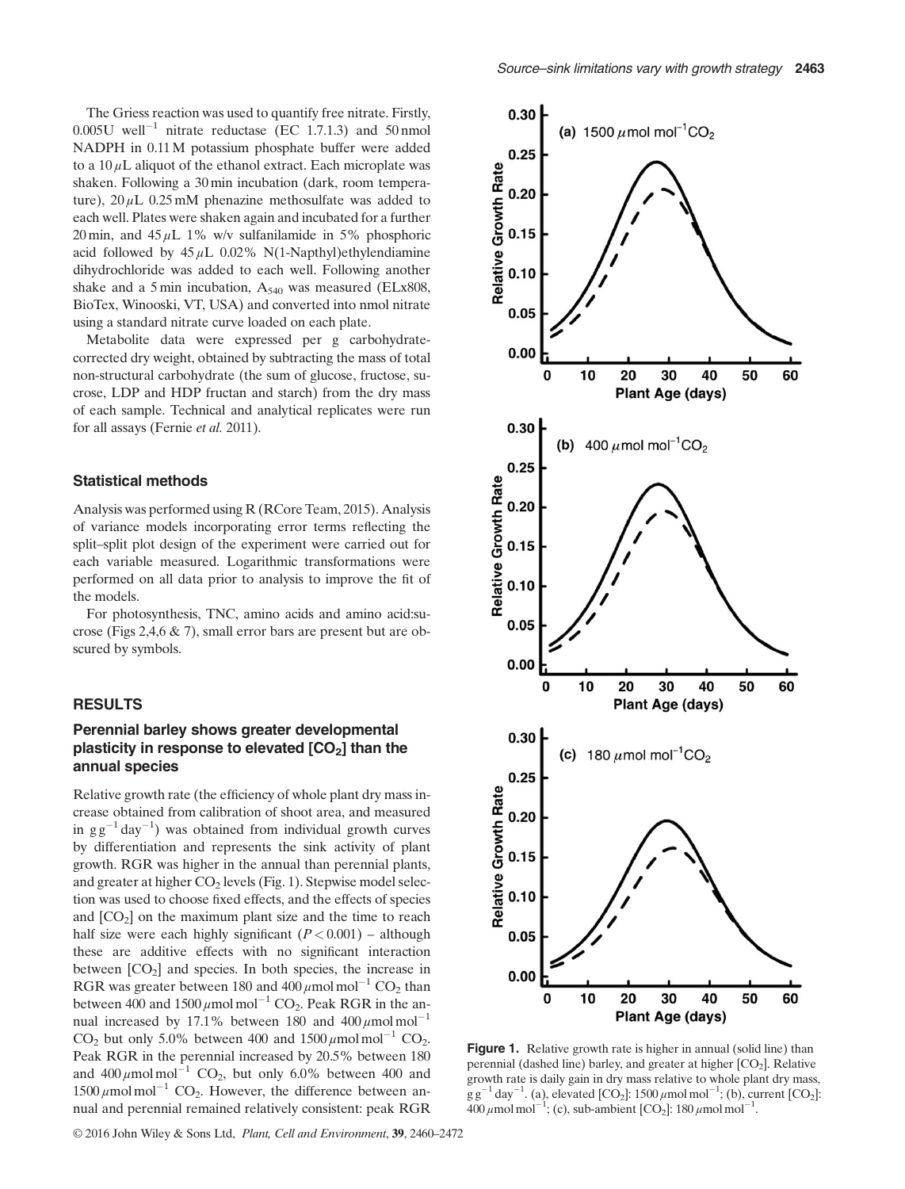The Griess reaction was used to quantify free nitrate. Firstly, 0.005U $well^{-1}$ nitrate reductase (EC 1.7.1.3) and 50 nmol NADPH in 0.11 M potassium phosphate buffer were added to a 10 $\mu$L aliquot of the ethanol extract. Each microplate was shaken. Following a 30 min incubation (dark, room temperature), 20 $\mu$L 0.25 mM phenazine methosulfate was added to each well. Plates were shaken again and incubated for a further 20 min, and 45 $\mu$L 1% w/v sulfanilamide in 5% phosphoric acid followed by 45 $\mu$L 0.02% N(1-Napthyl)ethylendiamine dihydrochloride was added to each well. Following another shake and a 5 min incubation, $A_{540}$ was measured (ELx808, BioTex, Winooski, VT, USA) and converted into nmol nitrate using a standard nitrate curve loaded on each plate.

Metabolite data were expressed per g carbohydrate-corrected dry weight, obtained by subtracting the mass of total non-structural carbohydrate (the sum of glucose, fructose, sucrose, LDP and HDP fructan and starch) from the dry mass of each sample. Technical and analytical replicates were run for all assays (Fernie *et al.* 2011).

### Statistical methods

Analysis was performed using R (RCore Team, 2015). Analysis of variance models incorporating error terms reflecting the split–split plot design of the experiment were carried out for each variable measured. Logarithmic transformations were performed on all data prior to analysis to improve the fit of the models.

For photosynthesis, TNC, amino acids and amino acid:sucrose (Figs 2,4,6 & 7), small error bars are present but are obscured by symbols.

## RESULTS

### Perennial barley shows greater developmental plasticity in response to elevated [$CO_2$] than the annual species

Relative growth rate (the efficiency of whole plant dry mass increase obtained from calibration of shoot area, and measured in $g\,g^{-1}\,day^{-1}$) was obtained from individual growth curves by differentiation and represents the sink activity of plant growth. RGR was higher in the annual than perennial plants, and greater at higher $CO_2$ levels (Fig. 1). Stepwise model selection was used to choose fixed effects, and the effects of species and [$CO_2$] on the maximum plant size and the time to reach half size were each highly significant ($P < 0.001$) – although these are additive effects with no significant interaction between [$CO_2$] and species. In both species, the increase in RGR was greater between 180 and 400 $\mu mol\,mol^{-1}$ $CO_2$ than between 400 and 1500 $\mu mol\,mol^{-1}$ $CO_2$. Peak RGR in the annual increased by 17.1% between 180 and 400 $\mu mol\,mol^{-1}$ $CO_2$ but only 5.0% between 400 and 1500 $\mu mol\,mol^{-1}$ $CO_2$. Peak RGR in the perennial increased by 20.5% between 180 and 400 $\mu mol\,mol^{-1}$ $CO_2$, but only 6.0% between 400 and 1500 $\mu mol\,mol^{-1}$ $CO_2$. However, the difference between annual and perennial remained relatively consistent: peak RGR

**Figure 1.** Relative growth rate is higher in annual (solid line) than perennial (dashed line) barley, and greater at higher [$CO_2$]. Relative growth rate is daily gain in dry mass relative to whole plant dry mass, $g\,g^{-1}\,day^{-1}$. (a), elevated [$CO_2$]: 1500 $\mu mol\,mol^{-1}$; (b), current [$CO_2$]: 400 $\mu mol\,mol^{-1}$; (c), sub-ambient [$CO_2$]: 180 $\mu mol\,mol^{-1}$.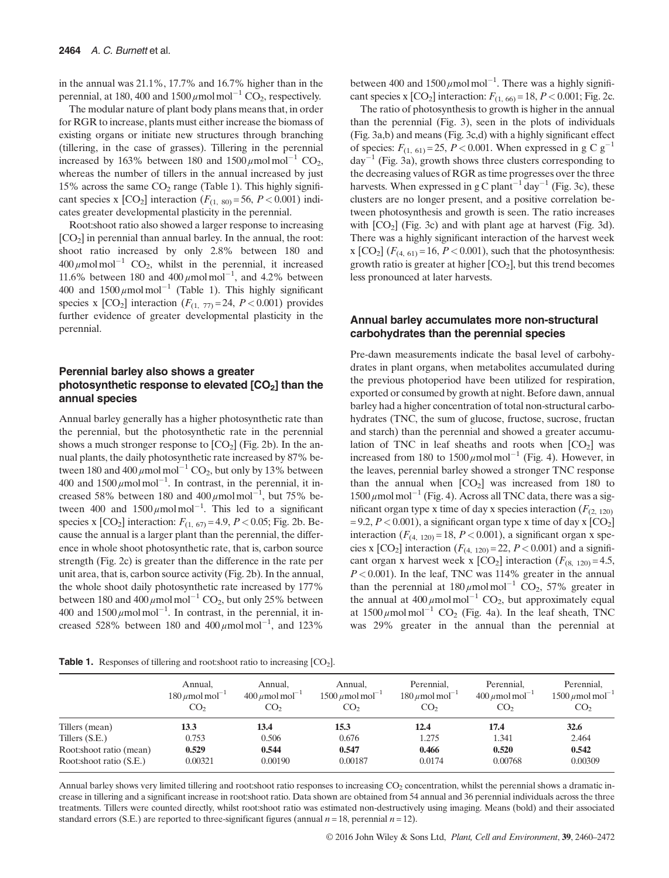in the annual was 21.1%, 17.7% and 16.7% higher than in the perennial, at 180, 400 and 1500 $\mu$mol mol$^{-1}$ $CO_2$, respectively.

The modular nature of plant body plans means that, in order for RGR to increase, plants must either increase the biomass of existing organs or initiate new structures through branching (tillering, in the case of grasses). Tillering in the perennial increased by 163% between 180 and 1500 $\mu$mol mol$^{-1}$ $CO_2$, whereas the number of tillers in the annual increased by just 15% across the same $CO_2$ range (Table 1). This highly significant species x [$CO_2$] interaction ($F_{(1, 80)} = 56$, $P < 0.001$) indicates greater developmental plasticity in the perennial.

Root:shoot ratio also showed a larger response to increasing [$CO_2$] in perennial than annual barley. In the annual, the root: shoot ratio increased by only 2.8% between 180 and 400 $\mu$mol mol$^{-1}$ $CO_2$, whilst in the perennial, it increased 11.6% between 180 and 400 $\mu$mol mol$^{-1}$, and 4.2% between 400 and 1500 $\mu$mol mol$^{-1}$ (Table 1). This highly significant species x [$CO_2$] interaction ($F_{(1, 77)} = 24$, $P < 0.001$) provides further evidence of greater developmental plasticity in the perennial.

### Perennial barley also shows a greater photosynthetic response to elevated [$CO_2$] than the annual species

Annual barley generally has a higher photosynthetic rate than the perennial, but the photosynthetic rate in the perennial shows a much stronger response to [$CO_2$] (Fig. 2b). In the annual plants, the daily photosynthetic rate increased by 87% between 180 and 400 $\mu$mol mol$^{-1}$ $CO_2$, but only by 13% between 400 and 1500 $\mu$mol mol$^{-1}$. In contrast, in the perennial, it increased 58% between 180 and 400 $\mu$mol mol$^{-1}$, but 75% between 400 and 1500 $\mu$mol mol$^{-1}$. This led to a significant species x [$CO_2$] interaction: $F_{(1, 67)} = 4.9$, $P < 0.05$; Fig. 2b. Because the annual is a larger plant than the perennial, the difference in whole shoot photosynthetic rate, that is, carbon source strength (Fig. 2c) is greater than the difference in the rate per unit area, that is, carbon source activity (Fig. 2b). In the annual, the whole shoot daily photosynthetic rate increased by 177% between 180 and 400 $\mu$mol mol$^{-1}$ $CO_2$, but only 25% between 400 and 1500 $\mu$mol mol$^{-1}$. In contrast, in the perennial, it increased 528% between 180 and 400 $\mu$mol mol$^{-1}$, and 123% between 400 and 1500 $\mu$mol mol$^{-1}$. There was a highly significant species x [$CO_2$] interaction: $F_{(1, 66)} = 18$, $P < 0.001$; Fig. 2c.

The ratio of photosynthesis to growth is higher in the annual than the perennial (Fig. 3), seen in the plots of individuals (Fig. 3a,b) and means (Fig. 3c,d) with a highly significant effect of species: $F_{(1, 61)} = 25$, $P < 0.001$. When expressed in g C g$^{-1}$ day$^{-1}$ (Fig. 3a), growth shows three clusters corresponding to the decreasing values of RGR as time progresses over the three harvests. When expressed in g C plant$^{-1}$ day$^{-1}$ (Fig. 3c), these clusters are no longer present, and a positive correlation between photosynthesis and growth is seen. The ratio increases with [$CO_2$] (Fig. 3c) and with plant age at harvest (Fig. 3d). There was a highly significant interaction of the harvest week x [$CO_2$] ($F_{(4, 61)} = 16$, $P < 0.001$), such that the photosynthesis: growth ratio is greater at higher [$CO_2$], but this trend becomes less pronounced at later harvests.

### Annual barley accumulates more non-structural carbohydrates than the perennial species

Pre-dawn measurements indicate the basal level of carbohydrates in plant organs, when metabolites accumulated during the previous photoperiod have been utilized for respiration, exported or consumed by growth at night. Before dawn, annual barley had a higher concentration of total non-structural carbohydrates (TNC, the sum of glucose, fructose, sucrose, fructan and starch) than the perennial and showed a greater accumulation of TNC in leaf sheaths and roots when [$CO_2$] was increased from 180 to 1500 $\mu$mol mol$^{-1}$ (Fig. 4). However, in the leaves, perennial barley showed a stronger TNC response than the annual when [$CO_2$] was increased from 180 to 1500 $\mu$mol mol$^{-1}$ (Fig. 4). Across all TNC data, there was a significant organ type x time of day x species interaction ($F_{(2, 120)} = 9.2$, $P < 0.001$), a significant organ type x time of day x [$CO_2$] interaction ($F_{(4, 120)} = 18$, $P < 0.001$), a significant organ x species x [$CO_2$] interaction ($F_{(4, 120)} = 22$, $P < 0.001$) and a significant organ x harvest week x [$CO_2$] interaction ($F_{(8, 120)} = 4.5$, $P < 0.001$). In the leaf, TNC was 114% greater in the annual than the perennial at 180 $\mu$mol mol$^{-1}$ $CO_2$, 57% greater in the annual at 400 $\mu$mol mol$^{-1}$ $CO_2$, but approximately equal at 1500 $\mu$mol mol$^{-1}$ $CO_2$ (Fig. 4a). In the leaf sheath, TNC was 29% greater in the annual than the perennial at

**Table 1.** Responses of tillering and root:shoot ratio to increasing [$CO_2$].

| | Annual, 180 $\mu$mol mol$^{-1}$ $CO_2$ | Annual, 400 $\mu$mol mol$^{-1}$ $CO_2$ | Annual, 1500 $\mu$mol mol$^{-1}$ $CO_2$ | Perennial, 180 $\mu$mol mol$^{-1}$ $CO_2$ | Perennial, 400 $\mu$mol mol$^{-1}$ $CO_2$ | Perennial, 1500 $\mu$mol mol$^{-1}$ $CO_2$ |
|---|---|---|---|---|---|---|
| Tillers (mean) | **13.3** | **13.4** | **15.3** | **12.4** | **17.4** | **32.6** |
| Tillers (S.E.) | 0.753 | 0.506 | 0.676 | 1.275 | 1.341 | 2.464 |
| Root:shoot ratio (mean) | **0.529** | **0.544** | **0.547** | **0.466** | **0.520** | **0.542** |
| Root:shoot ratio (S.E.) | 0.00321 | 0.00190 | 0.00187 | 0.0174 | 0.00768 | 0.00309 |

Annual barley shows very limited tillering and root:shoot ratio responses to increasing $CO_2$ concentration, whilst the perennial shows a dramatic increase in tillering and a significant increase in root:shoot ratio. Data shown are obtained from 54 annual and 36 perennial individuals across the three treatments. Tillers were counted directly, whilst root:shoot ratio was estimated non-destructively using imaging. Means (bold) and their associated standard errors (S.E.) are reported to three-significant figures (annual $n = 18$, perennial $n = 12$).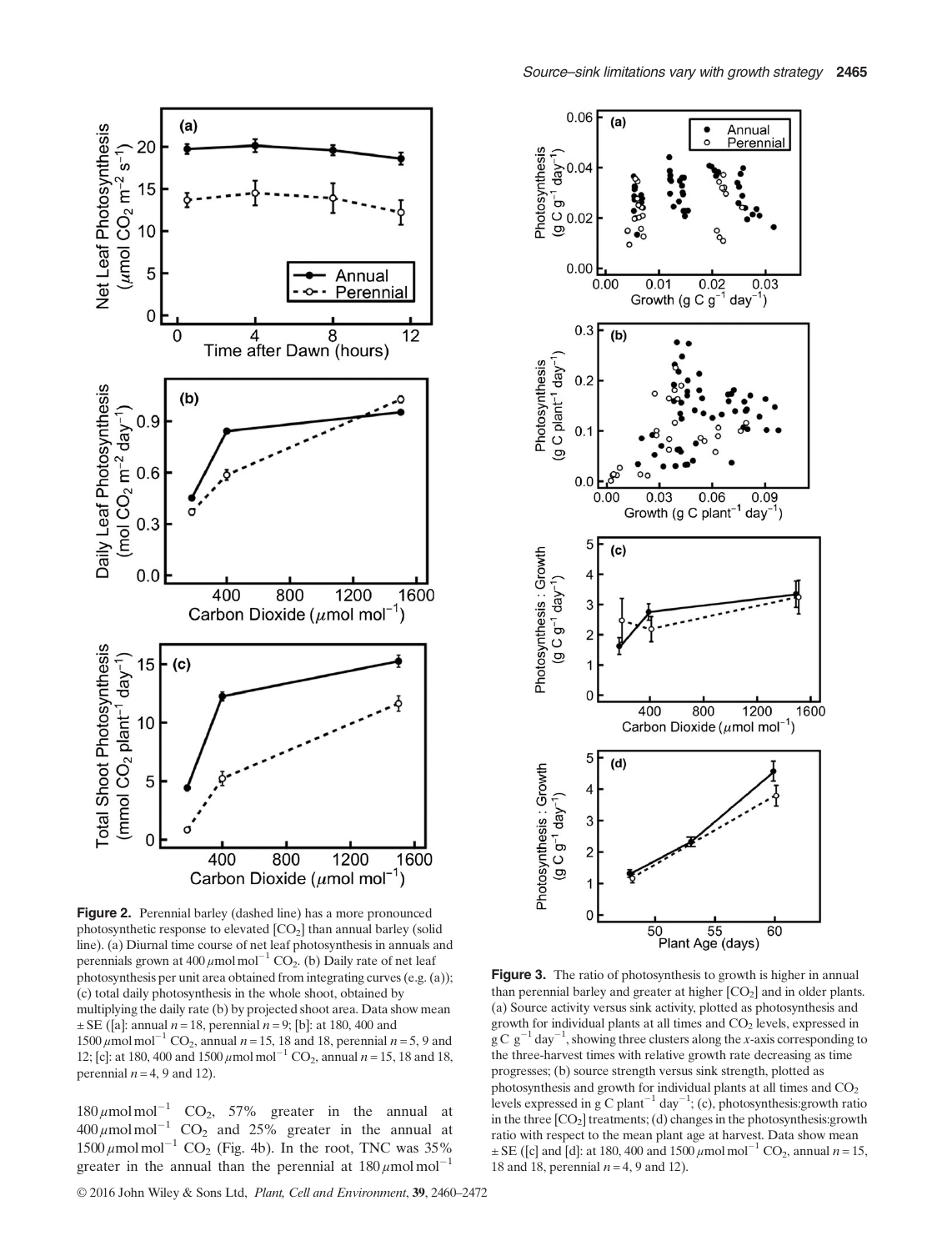**Figure 2.** Perennial barley (dashed line) has a more pronounced photosynthetic response to elevated $[CO_2]$ than annual barley (solid line). (a) Diurnal time course of net leaf photosynthesis in annuals and perennials grown at $400\,\mu mol\,mol^{-1}$ $CO_2$. (b) Daily rate of net leaf photosynthesis per unit area obtained from integrating curves (e.g. (a)); (c) total daily photosynthesis in the whole shoot, obtained by multiplying the daily rate (b) by projected shoot area. Data show mean ± SE ([a]: annual $n = 18$, perennial $n = 9$; [b]: at 180, 400 and $1500\,\mu mol\,mol^{-1}$ $CO_2$, annual $n = 15$, 18 and 18, perennial $n = 5$, 9 and 12; [c]: at 180, 400 and $1500\,\mu mol\,mol^{-1}$ $CO_2$, annual $n = 15$, 18 and 18, perennial $n = 4$, 9 and 12).

$180\,\mu mol\,mol^{-1}$ $CO_2$, 57% greater in the annual at $400\,\mu mol\,mol^{-1}$ $CO_2$ and 25% greater in the annual at $1500\,\mu mol\,mol^{-1}$ $CO_2$ (Fig. 4b). In the root, TNC was 35% greater in the annual than the perennial at $180\,\mu mol\,mol^{-1}$

**Figure 3.** The ratio of photosynthesis to growth is higher in annual than perennial barley and greater at higher $[CO_2]$ and in older plants. (a) Source activity versus sink activity, plotted as photosynthesis and growth for individual plants at all times and $CO_2$ levels, expressed in $g\,C\,g^{-1}\,day^{-1}$, showing three clusters along the $x$-axis corresponding to the three-harvest times with relative growth rate decreasing as time progresses; (b) source strength versus sink strength, plotted as photosynthesis and growth for individual plants at all times and $CO_2$ levels expressed in $g\,C\,plant^{-1}\,day^{-1}$; (c), photosynthesis:growth ratio in the three $[CO_2]$ treatments; (d) changes in the photosynthesis:growth ratio with respect to the mean plant age at harvest. Data show mean ± SE ([c] and [d]: at 180, 400 and $1500\,\mu mol\,mol^{-1}$ $CO_2$, annual $n = 15$, 18 and 18, perennial $n = 4$, 9 and 12).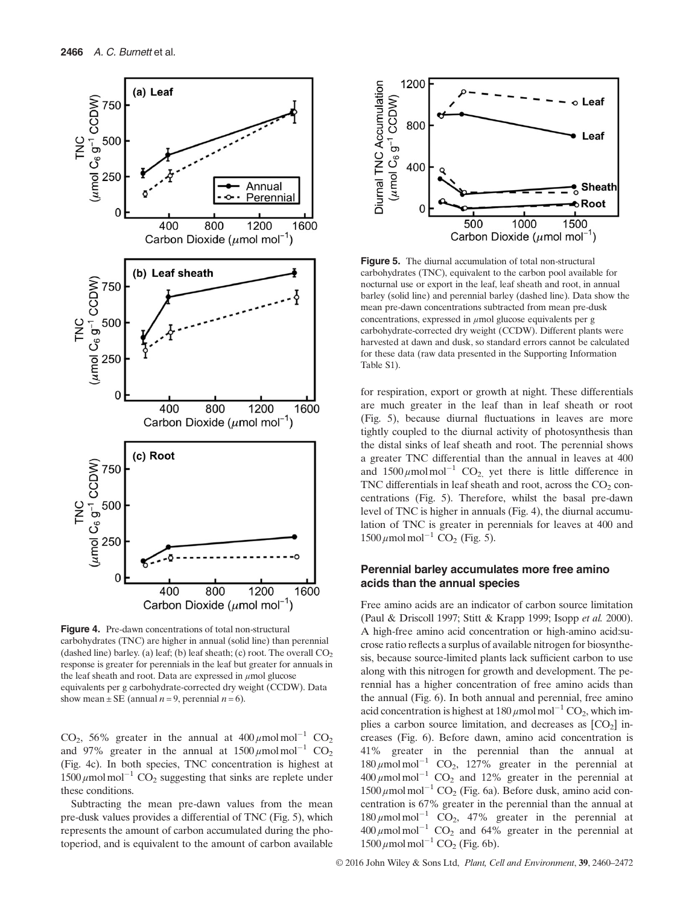**Figure 4.** Pre-dawn concentrations of total non-structural carbohydrates (TNC) are higher in annual (solid line) than perennial (dashed line) barley. (a) leaf; (b) leaf sheath; (c) root. The overall $CO_2$ response is greater for perennials in the leaf but greater for annuals in the leaf sheath and root. Data are expressed in $\mu$mol glucose equivalents per g carbohydrate-corrected dry weight (CCDW). Data show mean ± SE (annual $n = 9$, perennial $n = 6$).

$CO_2$, 56% greater in the annual at 400 $\mu$mol mol$^{-1}$ $CO_2$ and 97% greater in the annual at 1500 $\mu$mol mol$^{-1}$ $CO_2$ (Fig. 4c). In both species, TNC concentration is highest at 1500 $\mu$mol mol$^{-1}$ $CO_2$ suggesting that sinks are replete under these conditions.

Subtracting the mean pre-dawn values from the mean pre-dusk values provides a differential of TNC (Fig. 5), which represents the amount of carbon accumulated during the photoperiod, and is equivalent to the amount of carbon available for respiration, export or growth at night. These differentials are much greater in the leaf than in leaf sheath or root (Fig. 5), because diurnal fluctuations in leaves are more tightly coupled to the diurnal activity of photosynthesis than the distal sinks of leaf sheath and root. The perennial shows a greater TNC differential than the annual in leaves at 400 and 1500 $\mu$mol mol$^{-1}$ $CO_2$, yet there is little difference in TNC differentials in leaf sheath and root, across the $CO_2$ concentrations (Fig. 5). Therefore, whilst the basal pre-dawn level of TNC is higher in annuals (Fig. 4), the diurnal accumulation of TNC is greater in perennials for leaves at 400 and 1500 $\mu$mol mol$^{-1}$ $CO_2$ (Fig. 5).

**Figure 5.** The diurnal accumulation of total non-structural carbohydrates (TNC), equivalent to the carbon pool available for nocturnal use or export in the leaf, leaf sheath and root, in annual barley (solid line) and perennial barley (dashed line). Data show the mean pre-dawn concentrations subtracted from mean pre-dusk concentrations, expressed in $\mu$mol glucose equivalents per g carbohydrate-corrected dry weight (CCDW). Different plants were harvested at dawn and dusk, so standard errors cannot be calculated for these data (raw data presented in the Supporting Information Table S1).

### Perennial barley accumulates more free amino acids than the annual species

Free amino acids are an indicator of carbon source limitation (Paul & Driscoll 1997; Stitt & Krapp 1999; Isopp *et al.* 2000). A high-free amino acid concentration or high-amino acid:sucrose ratio reflects a surplus of available nitrogen for biosynthesis, because source-limited plants lack sufficient carbon to use along with this nitrogen for growth and development. The perennial has a higher concentration of free amino acids than the annual (Fig. 6). In both annual and perennial, free amino acid concentration is highest at 180 $\mu$mol mol$^{-1}$ $CO_2$, which implies a carbon source limitation, and decreases as [$CO_2$] increases (Fig. 6). Before dawn, amino acid concentration is 41% greater in the perennial than the annual at 180 $\mu$mol mol$^{-1}$ $CO_2$, 127% greater in the perennial at 400 $\mu$mol mol$^{-1}$ $CO_2$ and 12% greater in the perennial at 1500 $\mu$mol mol$^{-1}$ $CO_2$ (Fig. 6a). Before dusk, amino acid concentration is 67% greater in the perennial than the annual at 180 $\mu$mol mol$^{-1}$ $CO_2$, 47% greater in the perennial at 400 $\mu$mol mol$^{-1}$ $CO_2$ and 64% greater in the perennial at 1500 $\mu$mol mol$^{-1}$ $CO_2$ (Fig. 6b).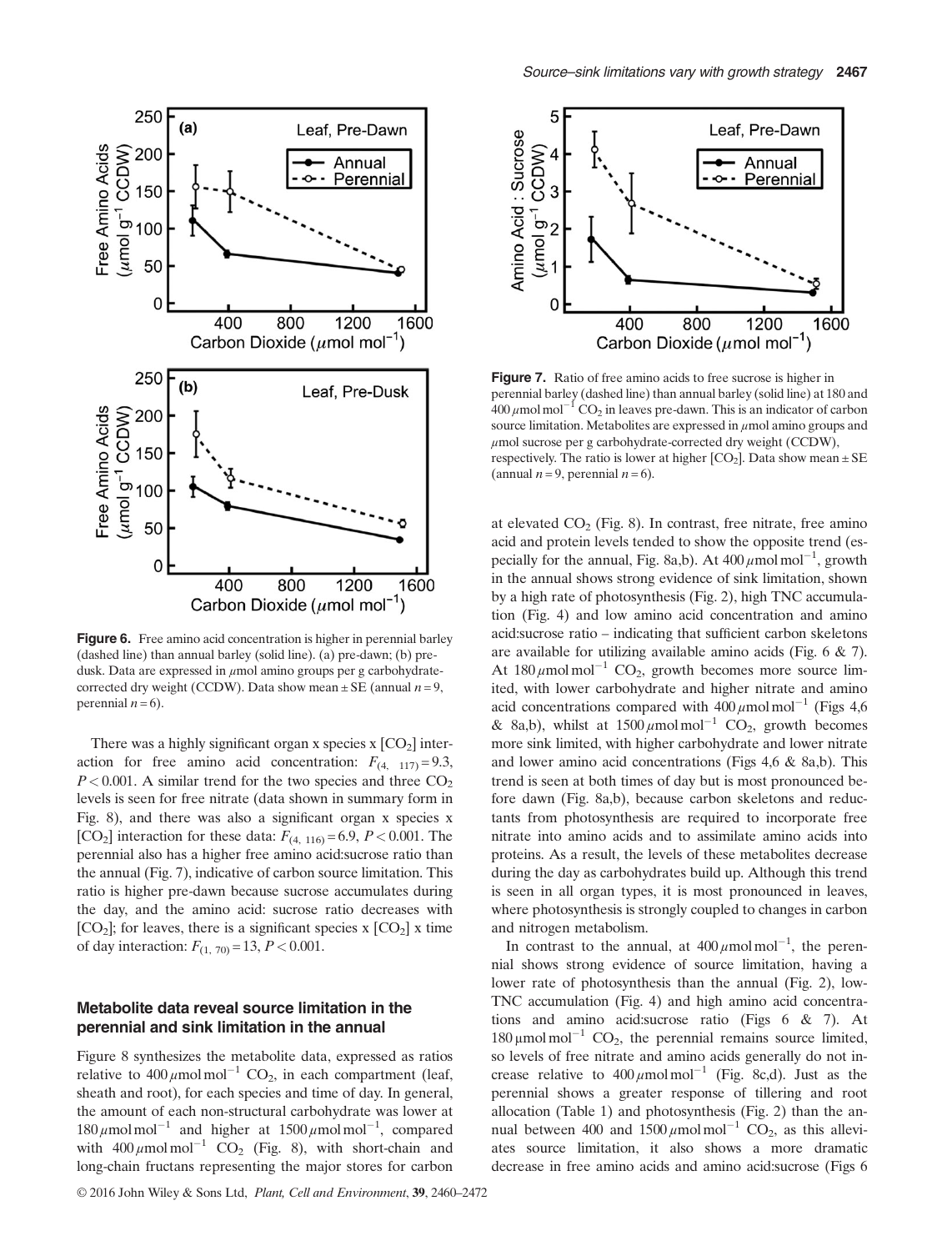**Figure 6.** Free amino acid concentration is higher in perennial barley (dashed line) than annual barley (solid line). (a) pre-dawn; (b) pre-dusk. Data are expressed in $\mu$mol amino groups per g carbohydrate-corrected dry weight (CCDW). Data show mean ± SE (annual $n = 9$, perennial $n = 6$).

There was a highly significant organ x species x [$CO_2$] interaction for free amino acid concentration: $F_{(4,\ 117)} = 9.3$, $P < 0.001$. A similar trend for the two species and three $CO_2$ levels is seen for free nitrate (data shown in summary form in Fig. 8), and there was also a significant organ x species x [$CO_2$] interaction for these data: $F_{(4,\ 116)} = 6.9$, $P < 0.001$. The perennial also has a higher free amino acid:sucrose ratio than the annual (Fig. 7), indicative of carbon source limitation. This ratio is higher pre-dawn because sucrose accumulates during the day, and the amino acid: sucrose ratio decreases with [$CO_2$]; for leaves, there is a significant species x [$CO_2$] x time of day interaction: $F_{(1,\ 70)} = 13$, $P < 0.001$.

### Metabolite data reveal source limitation in the perennial and sink limitation in the annual

Figure 8 synthesizes the metabolite data, expressed as ratios relative to 400 $\mu$mol mol$^{-1}$ $CO_2$, in each compartment (leaf, sheath and root), for each species and time of day. In general, the amount of each non-structural carbohydrate was lower at 180 $\mu$mol mol$^{-1}$ and higher at 1500 $\mu$mol mol$^{-1}$, compared with 400 $\mu$mol mol$^{-1}$ $CO_2$ (Fig. 8), with short-chain and long-chain fructans representing the major stores for carbon

**Figure 7.** Ratio of free amino acids to free sucrose is higher in perennial barley (dashed line) than annual barley (solid line) at 180 and 400 $\mu$mol mol$^{-1}$ $CO_2$ in leaves pre-dawn. This is an indicator of carbon source limitation. Metabolites are expressed in $\mu$mol amino groups and $\mu$mol sucrose per g carbohydrate-corrected dry weight (CCDW), respectively. The ratio is lower at higher [$CO_2$]. Data show mean ± SE (annual $n = 9$, perennial $n = 6$).

at elevated $CO_2$ (Fig. 8). In contrast, free nitrate, free amino acid and protein levels tended to show the opposite trend (especially for the annual, Fig. 8a,b). At 400 $\mu$mol mol$^{-1}$, growth in the annual shows strong evidence of sink limitation, shown by a high rate of photosynthesis (Fig. 2), high TNC accumulation (Fig. 4) and low amino acid concentration and amino acid:sucrose ratio – indicating that sufficient carbon skeletons are available for utilizing available amino acids (Fig. 6 & 7). At 180 $\mu$mol mol$^{-1}$ $CO_2$, growth becomes more source limited, with lower carbohydrate and higher nitrate and amino acid concentrations compared with 400 $\mu$mol mol$^{-1}$ (Figs 4,6 & 8a,b), whilst at 1500 $\mu$mol mol$^{-1}$ $CO_2$, growth becomes more sink limited, with higher carbohydrate and lower nitrate and lower amino acid concentrations (Figs 4,6 & 8a,b). This trend is seen at both times of day but is most pronounced before dawn (Fig. 8a,b), because carbon skeletons and reductants from photosynthesis are required to incorporate free nitrate into amino acids and to assimilate amino acids into proteins. As a result, the levels of these metabolites decrease during the day as carbohydrates build up. Although this trend is seen in all organ types, it is most pronounced in leaves, where photosynthesis is strongly coupled to changes in carbon and nitrogen metabolism.

In contrast to the annual, at 400 $\mu$mol mol$^{-1}$, the perennial shows strong evidence of source limitation, having a lower rate of photosynthesis than the annual (Fig. 2), low-TNC accumulation (Fig. 4) and high amino acid concentrations and amino acid:sucrose ratio (Figs 6 & 7). At 180 $\mu$mol mol$^{-1}$ $CO_2$, the perennial remains source limited, so levels of free nitrate and amino acids generally do not increase relative to 400 $\mu$mol mol$^{-1}$ (Fig. 8c,d). Just as the perennial shows a greater response of tillering and root allocation (Table 1) and photosynthesis (Fig. 2) than the annual between 400 and 1500 $\mu$mol mol$^{-1}$ $CO_2$, as this alleviates source limitation, it also shows a more dramatic decrease in free amino acids and amino acid:sucrose (Figs 6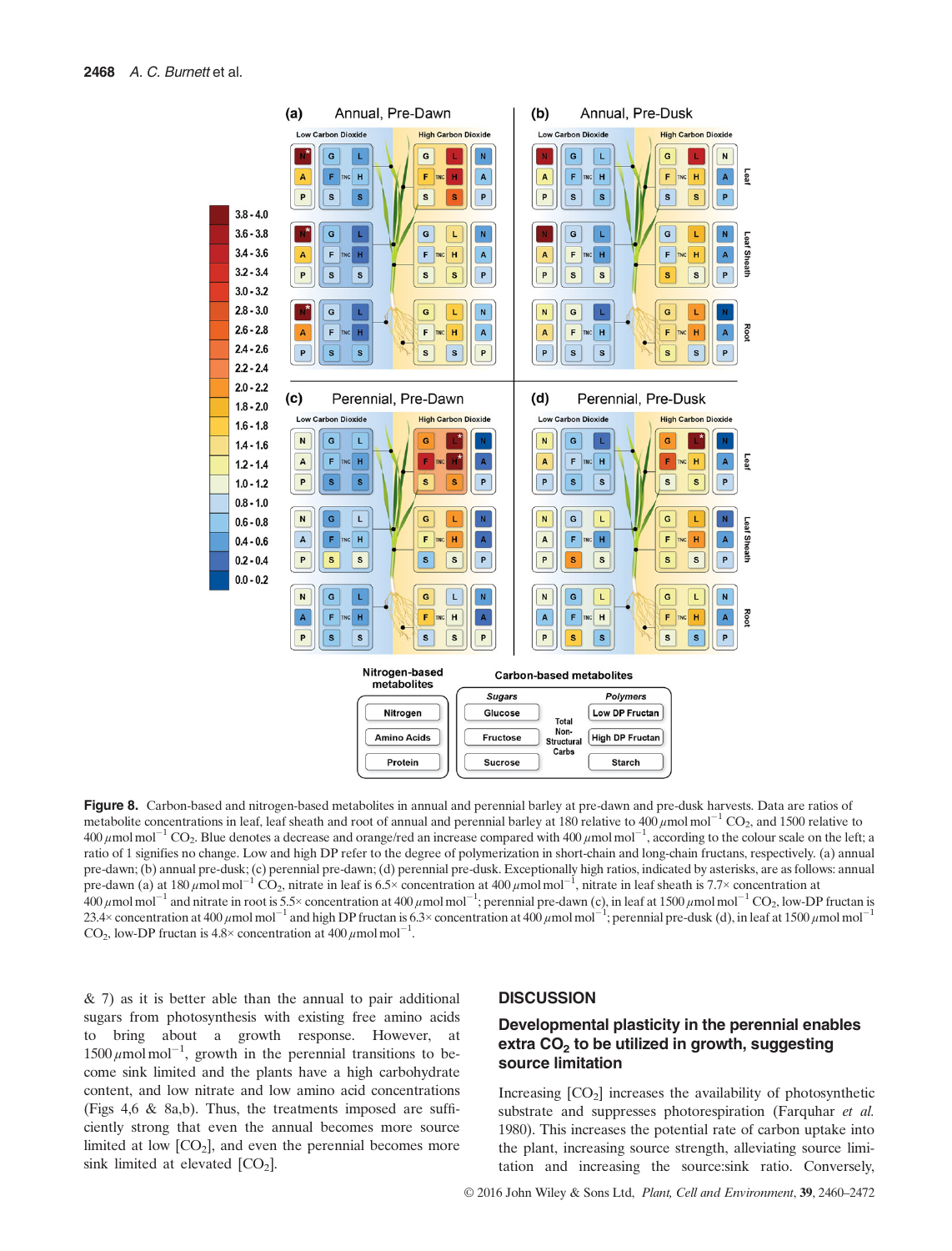**Figure 8.** Carbon-based and nitrogen-based metabolites in annual and perennial barley at pre-dawn and pre-dusk harvests. Data are ratios of metabolite concentrations in leaf, leaf sheath and root of annual and perennial barley at 180 relative to 400 $\mu$mol mol$^{-1}$ $CO_2$, and 1500 relative to 400 $\mu$mol mol$^{-1}$ $CO_2$. Blue denotes a decrease and orange/red an increase compared with 400 $\mu$mol mol$^{-1}$, according to the colour scale on the left; a ratio of 1 signifies no change. Low and high DP refer to the degree of polymerization in short-chain and long-chain fructans, respectively. (a) annual pre-dawn; (b) annual pre-dusk; (c) perennial pre-dawn; (d) perennial pre-dusk. Exceptionally high ratios, indicated by asterisks, are as follows: annual pre-dawn (a) at 180 $\mu$mol mol$^{-1}$ $CO_2$, nitrate in leaf is 6.5× concentration at 400 $\mu$mol mol$^{-1}$, nitrate in leaf sheath is 7.7× concentration at 400 $\mu$mol mol$^{-1}$ and nitrate in root is 5.5× concentration at 400 $\mu$mol mol$^{-1}$; perennial pre-dawn (c), in leaf at 1500 $\mu$mol mol$^{-1}$ $CO_2$, low-DP fructan is 23.4× concentration at 400 $\mu$mol mol$^{-1}$ and high DP fructan is 6.3× concentration at 400 $\mu$mol mol$^{-1}$; perennial pre-dusk (d), in leaf at 1500 $\mu$mol mol$^{-1}$ $CO_2$, low-DP fructan is 4.8× concentration at 400 $\mu$mol mol$^{-1}$.

& 7) as it is better able than the annual to pair additional sugars from photosynthesis with existing free amino acids to bring about a growth response. However, at 1500 $\mu$mol mol$^{-1}$, growth in the perennial transitions to become sink limited and the plants have a high carbohydrate content, and low nitrate and low amino acid concentrations (Figs 4,6 & 8a,b). Thus, the treatments imposed are sufficiently strong that even the annual becomes more source limited at low [$CO_2$], and even the perennial becomes more sink limited at elevated [$CO_2$].

## DISCUSSION

### Developmental plasticity in the perennial enables extra $CO_2$ to be utilized in growth, suggesting source limitation

Increasing [$CO_2$] increases the availability of photosynthetic substrate and suppresses photorespiration (Farquhar *et al.* 1980). This increases the potential rate of carbon uptake into the plant, increasing source strength, alleviating source limitation and increasing the source:sink ratio. Conversely,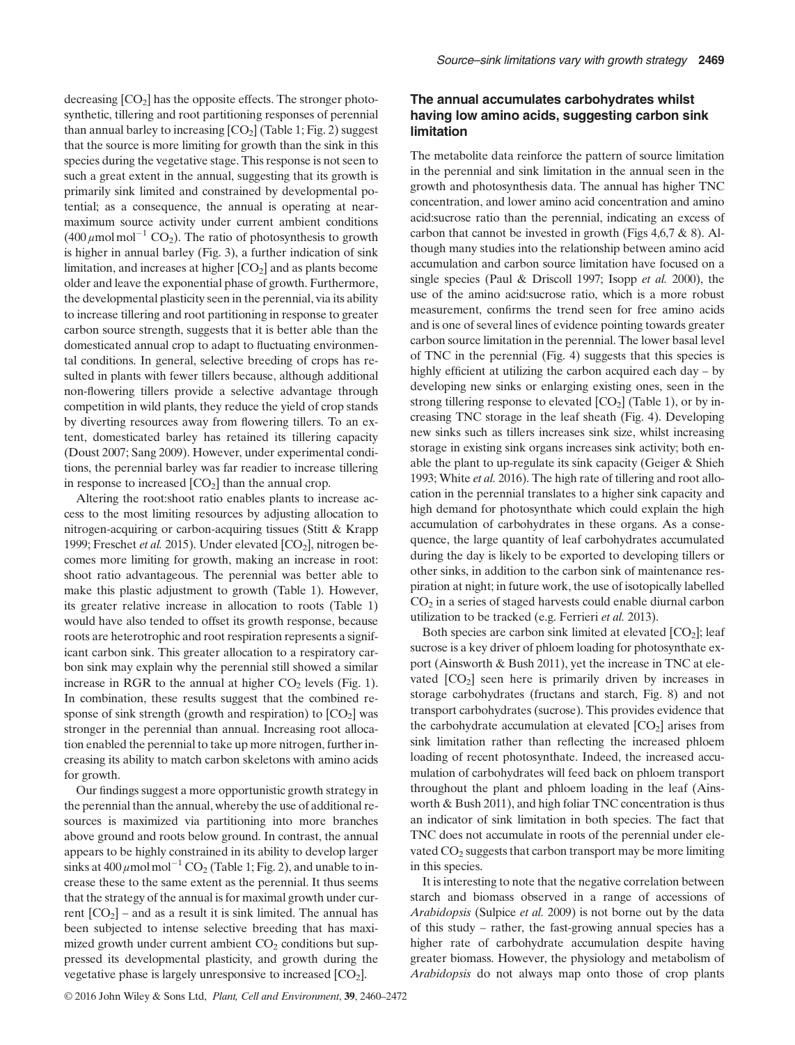decreasing [$CO_2$] has the opposite effects. The stronger photosynthetic, tillering and root partitioning responses of perennial than annual barley to increasing [$CO_2$] (Table 1; Fig. 2) suggest that the source is more limiting for growth than the sink in this species during the vegetative stage. This response is not seen to such a great extent in the annual, suggesting that its growth is primarily sink limited and constrained by developmental potential; as a consequence, the annual is operating at near-maximum source activity under current ambient conditions (400 $\mu$mol mol$^{-1}$ $CO_2$). The ratio of photosynthesis to growth is higher in annual barley (Fig. 3), a further indication of sink limitation, and increases at higher [$CO_2$] and as plants become older and leave the exponential phase of growth. Furthermore, the developmental plasticity seen in the perennial, via its ability to increase tillering and root partitioning in response to greater carbon source strength, suggests that it is better able than the domesticated annual crop to adapt to fluctuating environmental conditions. In general, selective breeding of crops has resulted in plants with fewer tillers because, although additional non-flowering tillers provide a selective advantage through competition in wild plants, they reduce the yield of crop stands by diverting resources away from flowering tillers. To an extent, domesticated barley has retained its tillering capacity (Doust 2007; Sang 2009). However, under experimental conditions, the perennial barley was far readier to increase tillering in response to increased [$CO_2$] than the annual crop.

Altering the root:shoot ratio enables plants to increase access to the most limiting resources by adjusting allocation to nitrogen-acquiring or carbon-acquiring tissues (Stitt & Krapp 1999; Freschet *et al.* 2015). Under elevated [$CO_2$], nitrogen becomes more limiting for growth, making an increase in root: shoot ratio advantageous. The perennial was better able to make this plastic adjustment to growth (Table 1). However, its greater relative increase in allocation to roots (Table 1) would have also tended to offset its growth response, because roots are heterotrophic and root respiration represents a significant carbon sink. This greater allocation to a respiratory carbon sink may explain why the perennial still showed a similar increase in RGR to the annual at higher $CO_2$ levels (Fig. 1). In combination, these results suggest that the combined response of sink strength (growth and respiration) to [$CO_2$] was stronger in the perennial than annual. Increasing root allocation enabled the perennial to take up more nitrogen, further increasing its ability to match carbon skeletons with amino acids for growth.

Our findings suggest a more opportunistic growth strategy in the perennial than the annual, whereby the use of additional resources is maximized via partitioning into more branches above ground and roots below ground. In contrast, the annual appears to be highly constrained in its ability to develop larger sinks at 400 $\mu$mol mol$^{-1}$ $CO_2$ (Table 1; Fig. 2), and unable to increase these to the same extent as the perennial. It thus seems that the strategy of the annual is for maximal growth under current [$CO_2$] – and as a result it is sink limited. The annual has been subjected to intense selective breeding that has maximized growth under current ambient $CO_2$ conditions but suppressed its developmental plasticity, and growth during the vegetative phase is largely unresponsive to increased [$CO_2$].

## The annual accumulates carbohydrates whilst having low amino acids, suggesting carbon sink limitation

The metabolite data reinforce the pattern of source limitation in the perennial and sink limitation in the annual seen in the growth and photosynthesis data. The annual has higher TNC concentration, and lower amino acid concentration and amino acid:sucrose ratio than the perennial, indicating an excess of carbon that cannot be invested in growth (Figs 4,6,7 & 8). Although many studies into the relationship between amino acid accumulation and carbon source limitation have focused on a single species (Paul & Driscoll 1997; Isopp *et al.* 2000), the use of the amino acid:sucrose ratio, which is a more robust measurement, confirms the trend seen for free amino acids and is one of several lines of evidence pointing towards greater carbon source limitation in the perennial. The lower basal level of TNC in the perennial (Fig. 4) suggests that this species is highly efficient at utilizing the carbon acquired each day – by developing new sinks or enlarging existing ones, seen in the strong tillering response to elevated [$CO_2$] (Table 1), or by increasing TNC storage in the leaf sheath (Fig. 4). Developing new sinks such as tillers increases sink size, whilst increasing storage in existing sink organs increases sink activity; both enable the plant to up-regulate its sink capacity (Geiger & Shieh 1993; White *et al.* 2016). The high rate of tillering and root allocation in the perennial translates to a higher sink capacity and high demand for photosynthate which could explain the high accumulation of carbohydrates in these organs. As a consequence, the large quantity of leaf carbohydrates accumulated during the day is likely to be exported to developing tillers or other sinks, in addition to the carbon sink of maintenance respiration at night; in future work, the use of isotopically labelled $CO_2$ in a series of staged harvests could enable diurnal carbon utilization to be tracked (e.g. Ferrieri *et al.* 2013).

Both species are carbon sink limited at elevated [$CO_2$]; leaf sucrose is a key driver of phloem loading for photosynthate export (Ainsworth & Bush 2011), yet the increase in TNC at elevated [$CO_2$] seen here is primarily driven by increases in storage carbohydrates (fructans and starch, Fig. 8) and not transport carbohydrates (sucrose). This provides evidence that the carbohydrate accumulation at elevated [$CO_2$] arises from sink limitation rather than reflecting the increased phloem loading of recent photosynthate. Indeed, the increased accumulation of carbohydrates will feed back on phloem transport throughout the plant and phloem loading in the leaf (Ainsworth & Bush 2011), and high foliar TNC concentration is thus an indicator of sink limitation in both species. The fact that TNC does not accumulate in roots of the perennial under elevated $CO_2$ suggests that carbon transport may be more limiting in this species.

It is interesting to note that the negative correlation between starch and biomass observed in a range of accessions of *Arabidopsis* (Sulpice *et al.* 2009) is not borne out by the data of this study – rather, the fast-growing annual species has a higher rate of carbohydrate accumulation despite having greater biomass. However, the physiology and metabolism of *Arabidopsis* do not always map onto those of crop plants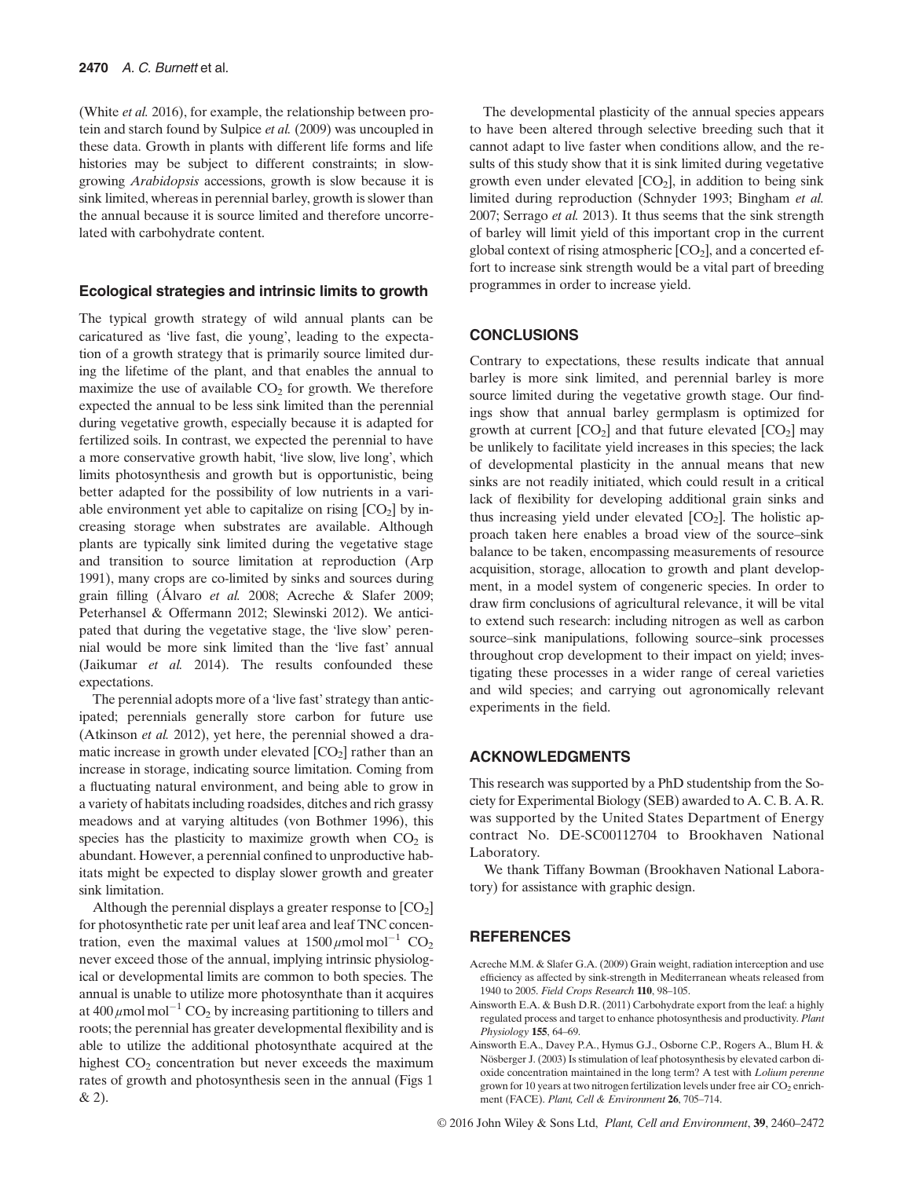(White *et al.* 2016), for example, the relationship between protein and starch found by Sulpice *et al.* (2009) was uncoupled in these data. Growth in plants with different life forms and life histories may be subject to different constraints; in slow-growing *Arabidopsis* accessions, growth is slow because it is sink limited, whereas in perennial barley, growth is slower than the annual because it is source limited and therefore uncorrelated with carbohydrate content.

### Ecological strategies and intrinsic limits to growth

The typical growth strategy of wild annual plants can be caricatured as 'live fast, die young', leading to the expectation of a growth strategy that is primarily source limited during the lifetime of the plant, and that enables the annual to maximize the use of available $CO_2$ for growth. We therefore expected the annual to be less sink limited than the perennial during vegetative growth, especially because it is adapted for fertilized soils. In contrast, we expected the perennial to have a more conservative growth habit, 'live slow, live long', which limits photosynthesis and growth but is opportunistic, being better adapted for the possibility of low nutrients in a variable environment yet able to capitalize on rising [$CO_2$] by increasing storage when substrates are available. Although plants are typically sink limited during the vegetative stage and transition to source limitation at reproduction (Arp 1991), many crops are co-limited by sinks and sources during grain filling (Álvaro *et al.* 2008; Acreche & Slafer 2009; Peterhansel & Offermann 2012; Slewinski 2012). We anticipated that during the vegetative stage, the 'live slow' perennial would be more sink limited than the 'live fast' annual (Jaikumar *et al.* 2014). The results confounded these expectations.

The perennial adopts more of a 'live fast' strategy than anticipated; perennials generally store carbon for future use (Atkinson *et al.* 2012), yet here, the perennial showed a dramatic increase in growth under elevated [$CO_2$] rather than an increase in storage, indicating source limitation. Coming from a fluctuating natural environment, and being able to grow in a variety of habitats including roadsides, ditches and rich grassy meadows and at varying altitudes (von Bothmer 1996), this species has the plasticity to maximize growth when $CO_2$ is abundant. However, a perennial confined to unproductive habitats might be expected to display slower growth and greater sink limitation.

Although the perennial displays a greater response to [$CO_2$] for photosynthetic rate per unit leaf area and leaf TNC concentration, even the maximal values at $1500\,\mu$mol mol$^{-1}$ $CO_2$ never exceed those of the annual, implying intrinsic physiological or developmental limits are common to both species. The annual is unable to utilize more photosynthate than it acquires at $400\,\mu$mol mol$^{-1}$ $CO_2$ by increasing partitioning to tillers and roots; the perennial has greater developmental flexibility and is able to utilize the additional photosynthate acquired at the highest $CO_2$ concentration but never exceeds the maximum rates of growth and photosynthesis seen in the annual (Figs 1 & 2).

The developmental plasticity of the annual species appears to have been altered through selective breeding such that it cannot adapt to live faster when conditions allow, and the results of this study show that it is sink limited during vegetative growth even under elevated [$CO_2$], in addition to being sink limited during reproduction (Schnyder 1993; Bingham *et al.* 2007; Serrago *et al.* 2013). It thus seems that the sink strength of barley will limit yield of this important crop in the current global context of rising atmospheric [$CO_2$], and a concerted effort to increase sink strength would be a vital part of breeding programmes in order to increase yield.

## CONCLUSIONS

Contrary to expectations, these results indicate that annual barley is more sink limited, and perennial barley is more source limited during the vegetative growth stage. Our findings show that annual barley germplasm is optimized for growth at current [$CO_2$] and that future elevated [$CO_2$] may be unlikely to facilitate yield increases in this species; the lack of developmental plasticity in the annual means that new sinks are not readily initiated, which could result in a critical lack of flexibility for developing additional grain sinks and thus increasing yield under elevated [$CO_2$]. The holistic approach taken here enables a broad view of the source–sink balance to be taken, encompassing measurements of resource acquisition, storage, allocation to growth and plant development, in a model system of congeneric species. In order to draw firm conclusions of agricultural relevance, it will be vital to extend such research: including nitrogen as well as carbon source–sink manipulations, following source–sink processes throughout crop development to their impact on yield; investigating these processes in a wider range of cereal varieties and wild species; and carrying out agronomically relevant experiments in the field.

## ACKNOWLEDGMENTS

This research was supported by a PhD studentship from the Society for Experimental Biology (SEB) awarded to A. C. B. A. R. was supported by the United States Department of Energy contract No. DE-SC00112704 to Brookhaven National Laboratory.

We thank Tiffany Bowman (Brookhaven National Laboratory) for assistance with graphic design.

## REFERENCES

Acreche M.M. & Slafer G.A. (2009) Grain weight, radiation interception and use efficiency as affected by sink-strength in Mediterranean wheats released from 1940 to 2005. *Field Crops Research* **110**, 98–105.

Ainsworth E.A. & Bush D.R. (2011) Carbohydrate export from the leaf: a highly regulated process and target to enhance photosynthesis and productivity. *Plant Physiology* **155**, 64–69.

Ainsworth E.A., Davey P.A., Hymus G.J., Osborne C.P., Rogers A., Blum H. & Nösberger J. (2003) Is stimulation of leaf photosynthesis by elevated carbon dioxide concentration maintained in the long term? A test with *Lolium perenne* grown for 10 years at two nitrogen fertilization levels under free air $CO_2$ enrichment (FACE). *Plant, Cell & Environment* **26**, 705–714.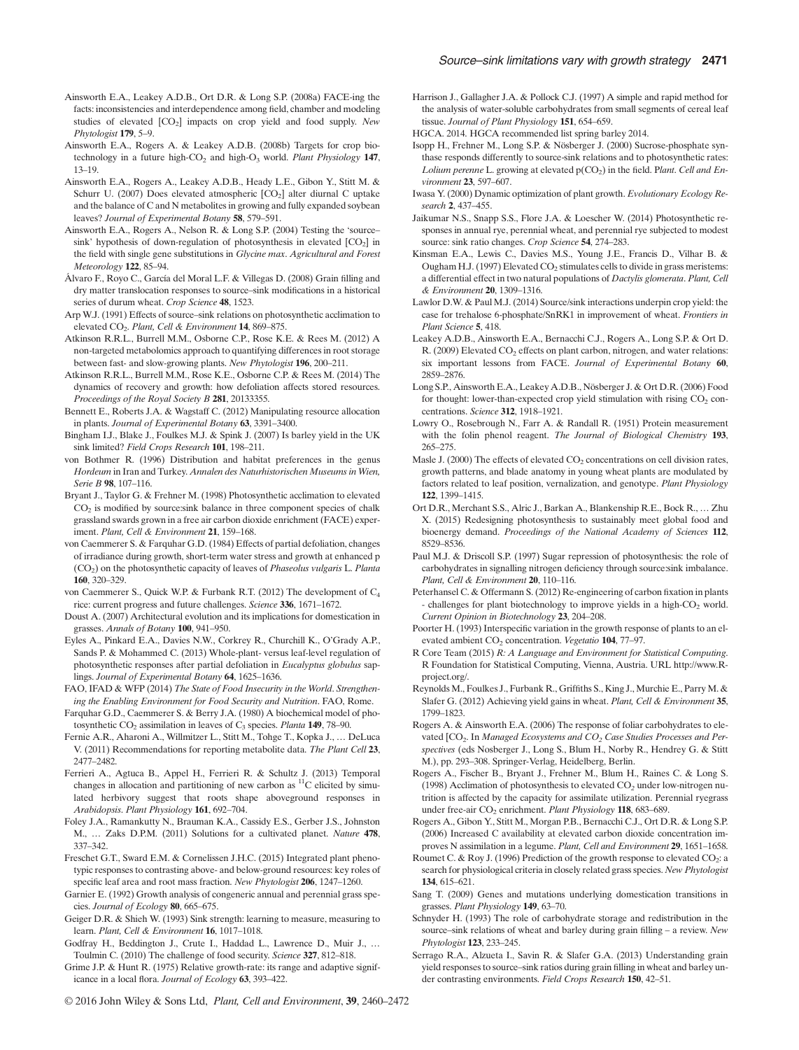Ainsworth E.A., Leakey A.D.B., Ort D.R. & Long S.P. (2008a) FACE-ing the facts: inconsistencies and interdependence among field, chamber and modeling studies of elevated [$CO_2$] impacts on crop yield and food supply. *New Phytologist* **179**, 5–9.

Ainsworth E.A., Rogers A. & Leakey A.D.B. (2008b) Targets for crop biotechnology in a future high-$CO_2$ and high-$O_3$ world. *Plant Physiology* **147**, 13–19.

Ainsworth E.A., Rogers A., Leakey A.D.B., Heady L.E., Gibon Y., Stitt M. & Schurr U. (2007) Does elevated atmospheric [$CO_2$] alter diurnal C uptake and the balance of C and N metabolites in growing and fully expanded soybean leaves? *Journal of Experimental Botany* **58**, 579–591.

Ainsworth E.A., Rogers A., Nelson R. & Long S.P. (2004) Testing the 'source–sink' hypothesis of down-regulation of photosynthesis in elevated [$CO_2$] in the field with single gene substitutions in *Glycine max*. *Agricultural and Forest Meteorology* **122**, 85–94.

Álvaro F., Royo C., García del Moral L.F. & Villegas D. (2008) Grain filling and dry matter translocation responses to source–sink modifications in a historical series of durum wheat. *Crop Science* **48**, 1523.

Arp W.J. (1991) Effects of source–sink relations on photosynthetic acclimation to elevated $CO_2$. *Plant, Cell & Environment* **14**, 869–875.

Atkinson R.R.L., Burrell M.M., Osborne C.P., Rose K.E. & Rees M. (2012) A non-targeted metabolomics approach to quantifying differences in root storage between fast- and slow-growing plants. *New Phytologist* **196**, 200–211.

Atkinson R.R.L., Burrell M.M., Rose K.E., Osborne C.P. & Rees M. (2014) The dynamics of recovery and growth: how defoliation affects stored resources. *Proceedings of the Royal Society B* **281**, 20133355.

Bennett E., Roberts J.A. & Wagstaff C. (2012) Manipulating resource allocation in plants. *Journal of Experimental Botany* **63**, 3391–3400.

Bingham I.J., Blake J., Foulkes M.J. & Spink J. (2007) Is barley yield in the UK sink limited? *Field Crops Research* **101**, 198–211.

von Bothmer R. (1996) Distribution and habitat preferences in the genus *Hordeum* in Iran and Turkey. *Annalen des Naturhistorischen Museums in Wien, Serie B* **98**, 107–116.

Bryant J., Taylor G. & Frehner M. (1998) Photosynthetic acclimation to elevated $CO_2$ is modified by source:sink balance in three component species of chalk grassland swards grown in a free air carbon dioxide enrichment (FACE) experiment. *Plant, Cell & Environment* **21**, 159–168.

von Caemmerer S. & Farquhar G.D. (1984) Effects of partial defoliation, changes of irradiance during growth, short-term water stress and growth at enhanced p ($CO_2$) on the photosynthetic capacity of leaves of *Phaseolus vulgaris* L. *Planta* **160**, 320–329.

von Caemmerer S., Quick W.P. & Furbank R.T. (2012) The development of $C_4$ rice: current progress and future challenges. *Science* **336**, 1671–1672.

Doust A. (2007) Architectural evolution and its implications for domestication in grasses. *Annals of Botany* **100**, 941–950.

Eyles A., Pinkard E.A., Davies N.W., Corkrey R., Churchill K., O'Grady A.P., Sands P. & Mohammed C. (2013) Whole-plant- versus leaf-level regulation of photosynthetic responses after partial defoliation in *Eucalyptus globulus* saplings. *Journal of Experimental Botany* **64**, 1625–1636.

FAO, IFAD & WFP (2014) *The State of Food Insecurity in the World. Strengthening the Enabling Environment for Food Security and Nutrition*. FAO, Rome.

Farquhar G.D., Caemmerer S. & Berry J.A. (1980) A biochemical model of photosynthetic $CO_2$ assimilation in leaves of $C_3$ species. *Planta* **149**, 78–90.

Fernie A.R., Aharoni A., Willmitzer L., Stitt M., Tohge T., Kopka J., … DeLuca V. (2011) Recommendations for reporting metabolite data. *The Plant Cell* **23**, 2477–2482.

Ferrieri A., Agtuca B., Appel H., Ferrieri R. & Schultz J. (2013) Temporal changes in allocation and partitioning of new carbon as $^{11}C$ elicited by simulated herbivory suggest that roots shape aboveground responses in *Arabidopsis*. *Plant Physiology* **161**, 692–704.

Foley J.A., Ramankutty N., Brauman K.A., Cassidy E.S., Gerber J.S., Johnston M., … Zaks D.P.M. (2011) Solutions for a cultivated planet. *Nature* **478**, 337–342.

Freschet G.T., Sward E.M. & Cornelissen J.H.C. (2015) Integrated plant phenotypic responses to contrasting above- and below-ground resources: key roles of specific leaf area and root mass fraction. *New Phytologist* **206**, 1247–1260.

Garnier E. (1992) Growth analysis of congeneric annual and perennial grass species. *Journal of Ecology* **80**, 665–675.

Geiger D.R. & Shieh W. (1993) Sink strength: learning to measure, measuring to learn. *Plant, Cell & Environment* **16**, 1017–1018.

Godfray H., Beddington J., Crute I., Haddad L., Lawrence D., Muir J., … Toulmin C. (2010) The challenge of food security. *Science* **327**, 812–818.

Grime J.P. & Hunt R. (1975) Relative growth-rate: its range and adaptive significance in a local flora. *Journal of Ecology* **63**, 393–422.

Harrison J., Gallagher J.A. & Pollock C.J. (1997) A simple and rapid method for the analysis of water-soluble carbohydrates from small segments of cereal leaf tissue. *Journal of Plant Physiology* **151**, 654–659.

HGCA. 2014. HGCA recommended list spring barley 2014.

Isopp H., Frehner M., Long S.P. & Nösberger J. (2000) Sucrose-phosphate synthase responds differently to source-sink relations and to photosynthetic rates: *Lolium perenne* L. growing at elevated p($CO_2$) in the field. *Plant. Cell and Environment* **23**, 597–607.

Iwasa Y. (2000) Dynamic optimization of plant growth. *Evolutionary Ecology Research* **2**, 437–455.

Jaikumar N.S., Snapp S.S., Flore J.A. & Loescher W. (2014) Photosynthetic responses in annual rye, perennial wheat, and perennial rye subjected to modest source: sink ratio changes. *Crop Science* **54**, 274–283.

Kinsman E.A., Lewis C., Davies M.S., Young J.E., Francis D., Vilhar B. & Ougham H.J. (1997) Elevated $CO_2$ stimulates cells to divide in grass meristems: a differential effect in two natural populations of *Dactylis glomerata*. *Plant, Cell & Environment* **20**, 1309–1316.

Lawlor D.W. & Paul M.J. (2014) Source/sink interactions underpin crop yield: the case for trehalose 6-phosphate/SnRK1 in improvement of wheat. *Frontiers in Plant Science* **5**, 418.

Leakey A.D.B., Ainsworth E.A., Bernacchi C.J., Rogers A., Long S.P. & Ort D. R. (2009) Elevated $CO_2$ effects on plant carbon, nitrogen, and water relations: six important lessons from FACE. *Journal of Experimental Botany* **60**, 2859–2876.

Long S.P., Ainsworth E.A., Leakey A.D.B., Nösberger J. & Ort D.R. (2006) Food for thought: lower-than-expected crop yield stimulation with rising $CO_2$ concentrations. *Science* **312**, 1918–1921.

Lowry O., Rosebrough N., Farr A. & Randall R. (1951) Protein measurement with the folin phenol reagent. *The Journal of Biological Chemistry* **193**, 265–275.

Masle J. (2000) The effects of elevated $CO_2$ concentrations on cell division rates, growth patterns, and blade anatomy in young wheat plants are modulated by factors related to leaf position, vernalization, and genotype. *Plant Physiology* **122**, 1399–1415.

Ort D.R., Merchant S.S., Alric J., Barkan A., Blankenship R.E., Bock R., … Zhu X. (2015) Redesigning photosynthesis to sustainably meet global food and bioenergy demand. *Proceedings of the National Academy of Sciences* **112**, 8529–8536.

Paul M.J. & Driscoll S.P. (1997) Sugar repression of photosynthesis: the role of carbohydrates in signalling nitrogen deficiency through source:sink imbalance. *Plant, Cell & Environment* **20**, 110–116.

Peterhansel C. & Offermann S. (2012) Re-engineering of carbon fixation in plants - challenges for plant biotechnology to improve yields in a high-$CO_2$ world. *Current Opinion in Biotechnology* **23**, 204–208.

Poorter H. (1993) Interspecific variation in the growth response of plants to an elevated ambient $CO_2$ concentration. *Vegetatio* **104**, 77–97.

R Core Team (2015) *R: A Language and Environment for Statistical Computing*. R Foundation for Statistical Computing, Vienna, Austria. URL http://www.R-project.org/.

Reynolds M., Foulkes J., Furbank R., Griffiths S., King J., Murchie E., Parry M. & Slafer G. (2012) Achieving yield gains in wheat. *Plant, Cell & Environment* **35**, 1799–1823.

Rogers A. & Ainsworth E.A. (2006) The response of foliar carbohydrates to elevated [$CO_2$. In *Managed Ecosystems and $CO_2$ Case Studies Processes and Perspectives* (eds Nosberger J., Long S., Blum H., Norby R., Hendrey G. & Stitt M.), pp. 293–308. Springer-Verlag, Heidelberg, Berlin.

Rogers A., Fischer B., Bryant J., Frehner M., Blum H., Raines C. & Long S. (1998) Acclimation of photosynthesis to elevated $CO_2$ under low-nitrogen nutrition is affected by the capacity for assimilate utilization. Perennial ryegrass under free-air $CO_2$ enrichment. *Plant Physiology* **118**, 683–689.

Rogers A., Gibon Y., Stitt M., Morgan P.B., Bernacchi C.J., Ort D.R. & Long S.P. (2006) Increased C availability at elevated carbon dioxide concentration improves N assimilation in a legume. *Plant, Cell and Environment* **29**, 1651–1658.

Roumet C. & Roy J. (1996) Prediction of the growth response to elevated $CO_2$: a search for physiological criteria in closely related grass species. *New Phytologist* **134**, 615–621.

Sang T. (2009) Genes and mutations underlying domestication transitions in grasses. *Plant Physiology* **149**, 63–70.

Schnyder H. (1993) The role of carbohydrate storage and redistribution in the source–sink relations of wheat and barley during grain filling – a review. *New Phytologist* **123**, 233–245.

Serrago R.A., Alzueta I., Savin R. & Slafer G.A. (2013) Understanding grain yield responses to source–sink ratios during grain filling in wheat and barley under contrasting environments. *Field Crops Research* **150**, 42–51.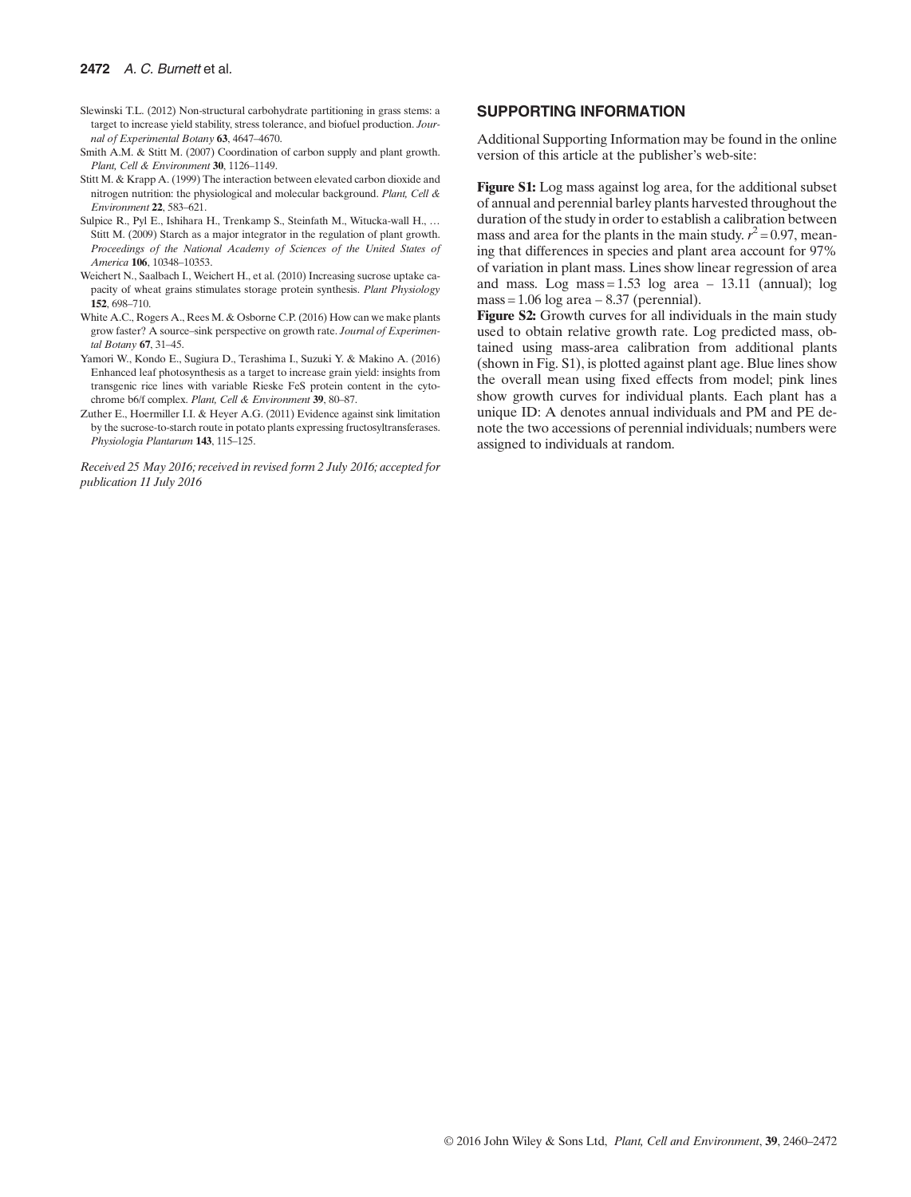Slewinski T.L. (2012) Non-structural carbohydrate partitioning in grass stems: a target to increase yield stability, stress tolerance, and biofuel production. *Journal of Experimental Botany* **63**, 4647–4670.

Smith A.M. & Stitt M. (2007) Coordination of carbon supply and plant growth. *Plant, Cell & Environment* **30**, 1126–1149.

Stitt M. & Krapp A. (1999) The interaction between elevated carbon dioxide and nitrogen nutrition: the physiological and molecular background. *Plant, Cell & Environment* **22**, 583–621.

Sulpice R., Pyl E., Ishihara H., Trenkamp S., Steinfath M., Witucka-wall H., … Stitt M. (2009) Starch as a major integrator in the regulation of plant growth. *Proceedings of the National Academy of Sciences of the United States of America* **106**, 10348–10353.

Weichert N., Saalbach I., Weichert H., et al. (2010) Increasing sucrose uptake capacity of wheat grains stimulates storage protein synthesis. *Plant Physiology* **152**, 698–710.

White A.C., Rogers A., Rees M. & Osborne C.P. (2016) How can we make plants grow faster? A source–sink perspective on growth rate. *Journal of Experimental Botany* **67**, 31–45.

Yamori W., Kondo E., Sugiura D., Terashima I., Suzuki Y. & Makino A. (2016) Enhanced leaf photosynthesis as a target to increase grain yield: insights from transgenic rice lines with variable Rieske FeS protein content in the cytochrome b6/f complex. *Plant, Cell & Environment* **39**, 80–87.

Zuther E., Hoermiller I.I. & Heyer A.G. (2011) Evidence against sink limitation by the sucrose-to-starch route in potato plants expressing fructosyltransferases. *Physiologia Plantarum* **143**, 115–125.

*Received 25 May 2016; received in revised form 2 July 2016; accepted for publication 11 July 2016*

## SUPPORTING INFORMATION

Additional Supporting Information may be found in the online version of this article at the publisher's web-site:

**Figure S1:** Log mass against log area, for the additional subset of annual and perennial barley plants harvested throughout the duration of the study in order to establish a calibration between mass and area for the plants in the main study. $r^2 = 0.97$, meaning that differences in species and plant area account for 97% of variation in plant mass. Lines show linear regression of area and mass. Log mass = 1.53 log area – 13.11 (annual); log mass = 1.06 log area – 8.37 (perennial).

**Figure S2:** Growth curves for all individuals in the main study used to obtain relative growth rate. Log predicted mass, obtained using mass-area calibration from additional plants (shown in Fig. S1), is plotted against plant age. Blue lines show the overall mean using fixed effects from model; pink lines show growth curves for individual plants. Each plant has a unique ID: A denotes annual individuals and PM and PE denote the two accessions of perennial individuals; numbers were assigned to individuals at random.